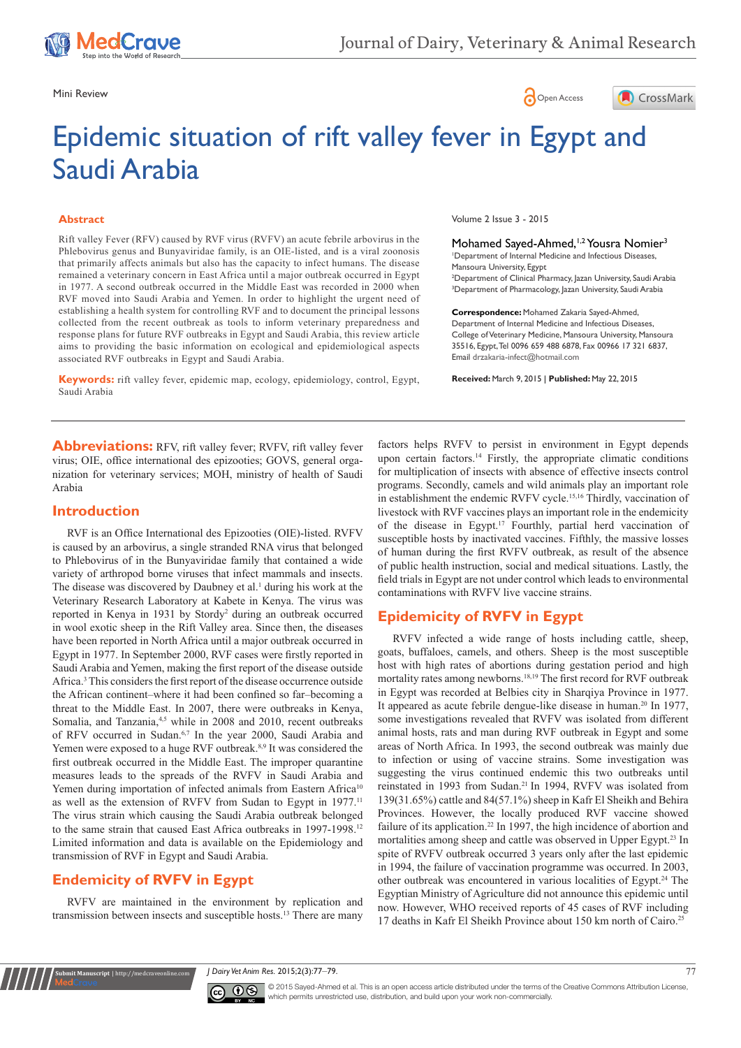Mini Review

# Epidemic situation of rift valley fever in Egypt and Saudi Arabia

**Abstract**

Rift valley Fever (RFV) caused by RVF virus (RVFV) an acute febrile arbovirus in the Phlebovirus genus and Bunyaviridae family, is an OIE-listed, and is a viral zoonosis that primarily affects animals but also has the capacity to infect humans. The disease remained a veterinary concern in East Africa until a major outbreak occurred in Egypt in 1977. A second outbreak occurred in the Middle East was recorded in 2000 when RVF moved into Saudi Arabia and Yemen. In order to highlight the urgent need of establishing a health system for controlling RVF and to document the principal lessons collected from the recent outbreak as tools to inform veterinary preparedness and response plans for future RVF outbreaks in Egypt and Saudi Arabia, this review article aims to providing the basic information on ecological and epidemiological aspects associated RVF outbreaks in Egypt and Saudi Arabia.

**Keywords:** rift valley fever, epidemic map, ecology, epidemiology, control, Egypt, Saudi Arabia

Volume 2 Issue 3 - 2015

Mohamed Sayed-Ahmed,[1,2] Yousra Nomier[3]

[1]Department of Internal Medicine and Infectious Diseases, Mansoura University, Egypt
[2]Department of Clinical Pharmacy, Jazan University, Saudi Arabia
[3]Department of Pharmacology, Jazan University, Saudi Arabia

**Correspondence:** Mohamed Zakaria Sayed-Ahmed, Department of Internal Medicine and Infectious Diseases, College of Veterinary Medicine, Mansoura University, Mansoura 35516, Egypt, Tel 0096 659 488 6878, Fax 00966 17 321 6837, Email drzakaria-infect@hotmail.com

**Received:** March 9, 2015 | **Published:** May 22, 2015

## Abbreviations:

RFV, rift valley fever; RVFV, rift valley fever virus; OIE, office international des epizooties; GOVS, general organization for veterinary services; MOH, ministry of health of Saudi Arabia

## Introduction

RVF is an Office International des Epizooties (OIE)-listed. RVFV is caused by an arbovirus, a single stranded RNA virus that belonged to Phlebovirus of in the Bunyaviridae family that contained a wide variety of arthropod borne viruses that infect mammals and insects. The disease was discovered by Daubney et al.[1] during his work at the Veterinary Research Laboratory at Kabete in Kenya. The virus was reported in Kenya in 1931 by Stordy[2] during an outbreak occurred in wool exotic sheep in the Rift Valley area. Since then, the diseases have been reported in North Africa until a major outbreak occurred in Egypt in 1977. In September 2000, RVF cases were firstly reported in Saudi Arabia and Yemen, making the first report of the disease outside Africa.[3] This considers the first report of the disease occurrence outside the African continent–where it had been confined so far–becoming a threat to the Middle East. In 2007, there were outbreaks in Kenya, Somalia, and Tanzania,[4,5] while in 2008 and 2010, recent outbreaks of RFV occurred in Sudan.[6,7] In the year 2000, Saudi Arabia and Yemen were exposed to a huge RVF outbreak.[8,9] It was considered the first outbreak occurred in the Middle East. The improper quarantine measures leads to the spreads of the RVFV in Saudi Arabia and Yemen during importation of infected animals from Eastern Africa[10] as well as the extension of RVFV from Sudan to Egypt in 1977.[11] The virus strain which causing the Saudi Arabia outbreak belonged to the same strain that caused East Africa outbreaks in 1997-1998.[12] Limited information and data is available on the Epidemiology and transmission of RVF in Egypt and Saudi Arabia.

## Endemicity of RVFV in Egypt

RVFV are maintained in the environment by replication and transmission between insects and susceptible hosts.[13] There are many factors helps RVFV to persist in environment in Egypt depends upon certain factors.[14] Firstly, the appropriate climatic conditions for multiplication of insects with absence of effective insects control programs. Secondly, camels and wild animals play an important role in establishment the endemic RVFV cycle.[15,16] Thirdly, vaccination of livestock with RVF vaccines plays an important role in the endemicity of the disease in Egypt.[17] Fourthly, partial herd vaccination of susceptible hosts by inactivated vaccines. Fifthly, the massive losses of human during the first RVFV outbreak, as result of the absence of public health instruction, social and medical situations. Lastly, the field trials in Egypt are not under control which leads to environmental contaminations with RVFV live vaccine strains.

## Epidemicity of RVFV in Egypt

RVFV infected a wide range of hosts including cattle, sheep, goats, buffaloes, camels, and others. Sheep is the most susceptible host with high rates of abortions during gestation period and high mortality rates among newborns.[18,19] The first record for RVF outbreak in Egypt was recorded at Belbies city in Sharqiya Province in 1977. It appeared as acute febrile dengue-like disease in human.[20] In 1977, some investigations revealed that RVFV was isolated from different animal hosts, rats and man during RVF outbreak in Egypt and some areas of North Africa. In 1993, the second outbreak was mainly due to infection or using of vaccine strains. Some investigation was suggesting the virus continued endemic this two outbreaks until reinstated in 1993 from Sudan.[21] In 1994, RVFV was isolated from 139(31.65%) cattle and 84(57.1%) sheep in Kafr El Sheikh and Behira Provinces. However, the locally produced RVF vaccine showed failure of its application.[22] In 1997, the high incidence of abortion and mortalities among sheep and cattle was observed in Upper Egypt.[23] In spite of RVFV outbreak occurred 3 years only after the last epidemic in 1994, the failure of vaccination programme was occurred. In 2003, other outbreak was encountered in various localities of Egypt.[24] The Egyptian Ministry of Agriculture did not announce this epidemic until now. However, WHO received reports of 45 cases of RVF including 17 deaths in Kafr El Sheikh Province about 150 km north of Cairo.[25]

© 2015 Sayed-Ahmed et al. This is an open access article distributed under the terms of the Creative Commons Attribution License, which permits unrestricted use, distribution, and build upon your work non-commercially.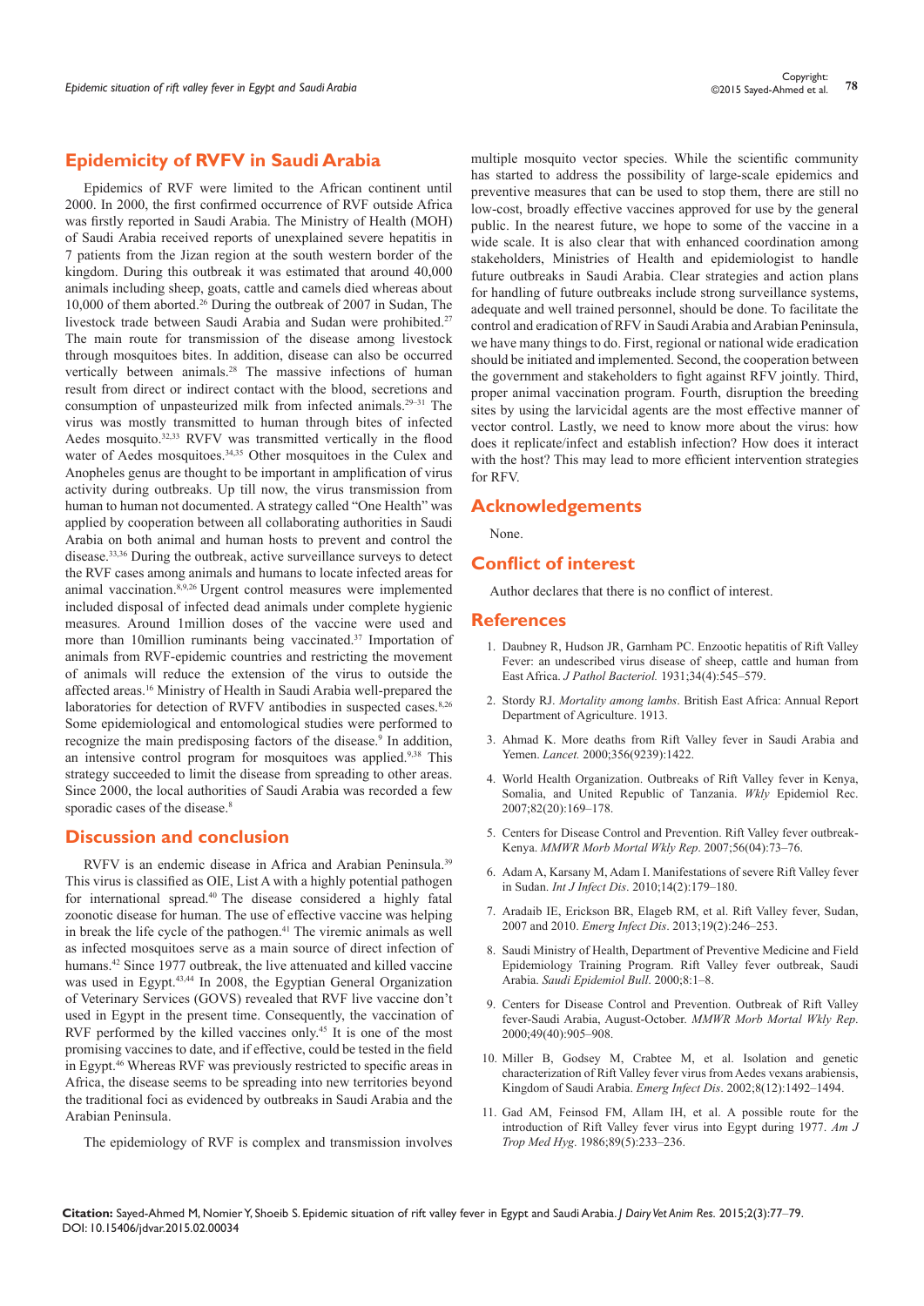## Epidemicity of RVFV in Saudi Arabia

Epidemics of RVF were limited to the African continent until 2000. In 2000, the first confirmed occurrence of RVF outside Africa was firstly reported in Saudi Arabia. The Ministry of Health (MOH) of Saudi Arabia received reports of unexplained severe hepatitis in 7 patients from the Jizan region at the south western border of the kingdom. During this outbreak it was estimated that around 40,000 animals including sheep, goats, cattle and camels died whereas about 10,000 of them aborted.[26] During the outbreak of 2007 in Sudan, The livestock trade between Saudi Arabia and Sudan were prohibited.[27] The main route for transmission of the disease among livestock through mosquitoes bites. In addition, disease can also be occurred vertically between animals.[28] The massive infections of human result from direct or indirect contact with the blood, secretions and consumption of unpasteurized milk from infected animals.[29–31] The virus was mostly transmitted to human through bites of infected Aedes mosquito.[32,33] RVFV was transmitted vertically in the flood water of Aedes mosquitoes.[34,35] Other mosquitoes in the Culex and Anopheles genus are thought to be important in amplification of virus activity during outbreaks. Up till now, the virus transmission from human to human not documented. A strategy called "One Health" was applied by cooperation between all collaborating authorities in Saudi Arabia on both animal and human hosts to prevent and control the disease.[33,36] During the outbreak, active surveillance surveys to detect the RVF cases among animals and humans to locate infected areas for animal vaccination.[8,9,26] Urgent control measures were implemented included disposal of infected dead animals under complete hygienic measures. Around 1million doses of the vaccine were used and more than 10million ruminants being vaccinated.[37] Importation of animals from RVF-epidemic countries and restricting the movement of animals will reduce the extension of the virus to outside the affected areas.[16] Ministry of Health in Saudi Arabia well-prepared the laboratories for detection of RVFV antibodies in suspected cases.[8,26] Some epidemiological and entomological studies were performed to recognize the main predisposing factors of the disease.[9] In addition, an intensive control program for mosquitoes was applied.[9,38] This strategy succeeded to limit the disease from spreading to other areas. Since 2000, the local authorities of Saudi Arabia was recorded a few sporadic cases of the disease.[8]

## Discussion and conclusion

RVFV is an endemic disease in Africa and Arabian Peninsula.[39] This virus is classified as OIE, List A with a highly potential pathogen for international spread.[40] The disease considered a highly fatal zoonotic disease for human. The use of effective vaccine was helping in break the life cycle of the pathogen.[41] The viremic animals as well as infected mosquitoes serve as a main source of direct infection of humans.[42] Since 1977 outbreak, the live attenuated and killed vaccine was used in Egypt.[43,44] In 2008, the Egyptian General Organization of Veterinary Services (GOVS) revealed that RVF live vaccine don't used in Egypt in the present time. Consequently, the vaccination of RVF performed by the killed vaccines only.[45] It is one of the most promising vaccines to date, and if effective, could be tested in the field in Egypt.[46] Whereas RVF was previously restricted to specific areas in Africa, the disease seems to be spreading into new territories beyond the traditional foci as evidenced by outbreaks in Saudi Arabia and the Arabian Peninsula.

The epidemiology of RVF is complex and transmission involves multiple mosquito vector species. While the scientific community has started to address the possibility of large-scale epidemics and preventive measures that can be used to stop them, there are still no low-cost, broadly effective vaccines approved for use by the general public. In the nearest future, we hope to some of the vaccine in a wide scale. It is also clear that with enhanced coordination among stakeholders, Ministries of Health and epidemiologist to handle future outbreaks in Saudi Arabia. Clear strategies and action plans for handling of future outbreaks include strong surveillance systems, adequate and well trained personnel, should be done. To facilitate the control and eradication of RFV in Saudi Arabia and Arabian Peninsula, we have many things to do. First, regional or national wide eradication should be initiated and implemented. Second, the cooperation between the government and stakeholders to fight against RFV jointly. Third, proper animal vaccination program. Fourth, disruption the breeding sites by using the larvicidal agents are the most effective manner of vector control. Lastly, we need to know more about the virus: how does it replicate/infect and establish infection? How does it interact with the host? This may lead to more efficient intervention strategies for RFV.

## Acknowledgements

None.

## Conflict of interest

Author declares that there is no conflict of interest.

## References

1. Daubney R, Hudson JR, Garnham PC. Enzootic hepatitis of Rift Valley Fever: an undescribed virus disease of sheep, cattle and human from East Africa. *J Pathol Bacteriol.* 1931;34(4):545–579.
2. Stordy RJ. *Mortality among lambs*. British East Africa: Annual Report Department of Agriculture. 1913.
3. Ahmad K. More deaths from Rift Valley fever in Saudi Arabia and Yemen. *Lancet.* 2000;356(9239):1422.
4. World Health Organization. Outbreaks of Rift Valley fever in Kenya, Somalia, and United Republic of Tanzania. *Wkly* Epidemiol Rec. 2007;82(20):169–178.
5. Centers for Disease Control and Prevention. Rift Valley fever outbreak-Kenya. *MMWR Morb Mortal Wkly Rep*. 2007;56(04):73–76.
6. Adam A, Karsany M, Adam I. Manifestations of severe Rift Valley fever in Sudan. *Int J Infect Dis*. 2010;14(2):179–180.
7. Aradaib IE, Erickson BR, Elageb RM, et al. Rift Valley fever, Sudan, 2007 and 2010. *Emerg Infect Dis*. 2013;19(2):246–253.
8. Saudi Ministry of Health, Department of Preventive Medicine and Field Epidemiology Training Program. Rift Valley fever outbreak, Saudi Arabia. *Saudi Epidemiol Bull*. 2000;8:1–8.
9. Centers for Disease Control and Prevention. Outbreak of Rift Valley fever-Saudi Arabia, August-October. *MMWR Morb Mortal Wkly Rep*. 2000;49(40):905–908.
10. Miller B, Godsey M, Crabtee M, et al. Isolation and genetic characterization of Rift Valley fever virus from Aedes vexans arabiensis, Kingdom of Saudi Arabia. *Emerg Infect Dis*. 2002;8(12):1492–1494.
11. Gad AM, Feinsod FM, Allam IH, et al. A possible route for the introduction of Rift Valley fever virus into Egypt during 1977. *Am J Trop Med Hyg*. 1986;89(5):233–236.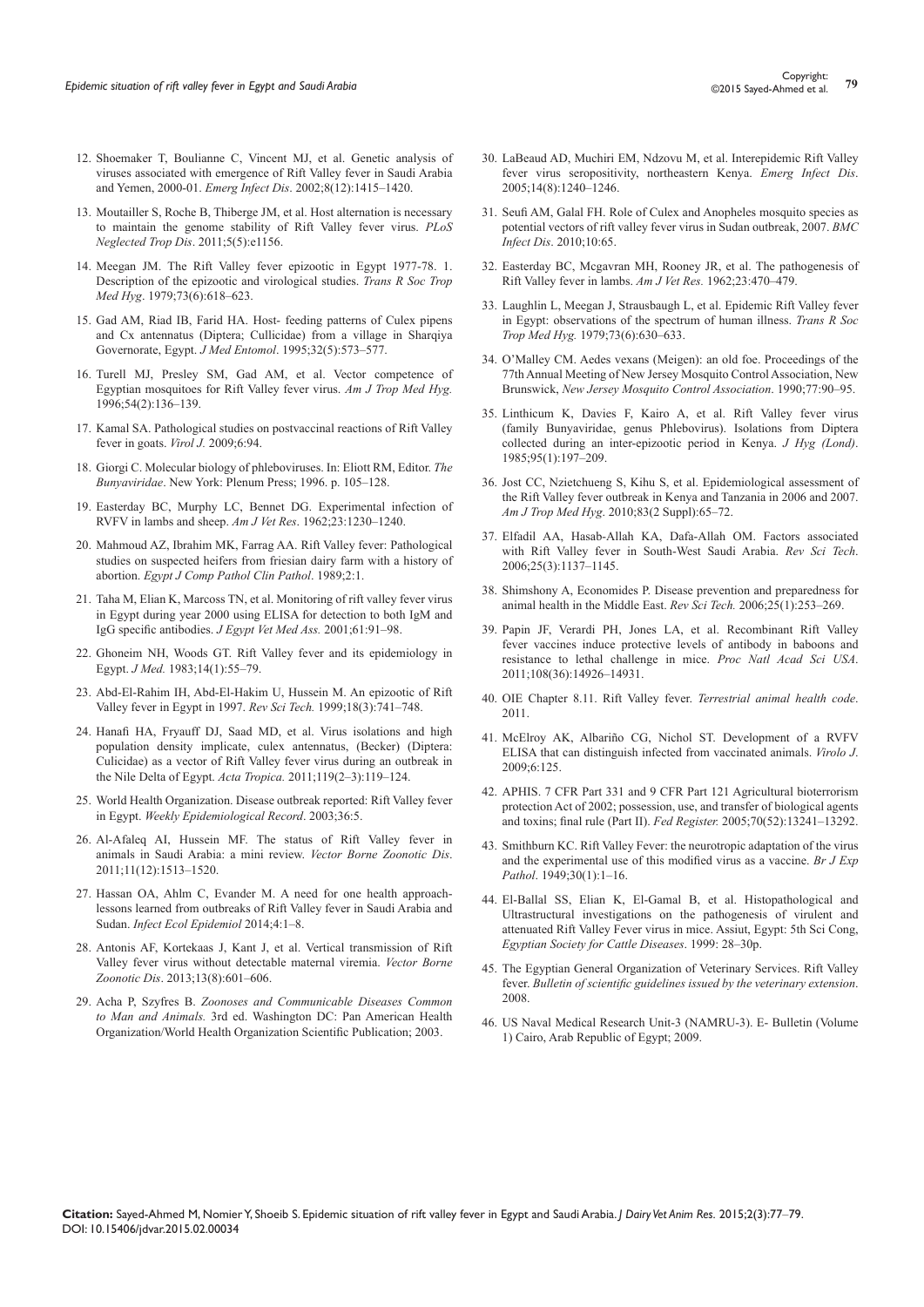12. Shoemaker T, Boulianne C, Vincent MJ, et al. Genetic analysis of viruses associated with emergence of Rift Valley fever in Saudi Arabia and Yemen, 2000-01. *Emerg Infect Dis*. 2002;8(12):1415–1420.

13. Moutailler S, Roche B, Thiberge JM, et al. Host alternation is necessary to maintain the genome stability of Rift Valley fever virus. *PLoS Neglected Trop Dis*. 2011;5(5):e1156.

14. Meegan JM. The Rift Valley fever epizootic in Egypt 1977-78. 1. Description of the epizootic and virological studies. *Trans R Soc Trop Med Hyg*. 1979;73(6):618–623.

15. Gad AM, Riad IB, Farid HA. Host- feeding patterns of Culex pipens and Cx antennatus (Diptera; Cullicidae) from a village in Sharqiya Governorate, Egypt. *J Med Entomol*. 1995;32(5):573–577.

16. Turell MJ, Presley SM, Gad AM, et al. Vector competence of Egyptian mosquitoes for Rift Valley fever virus. *Am J Trop Med Hyg.* 1996;54(2):136–139.

17. Kamal SA. Pathological studies on postvaccinal reactions of Rift Valley fever in goats. *Virol J.* 2009;6:94.

18. Giorgi C. Molecular biology of phleboviruses. In: Eliott RM, Editor. *The Bunyaviridae*. New York: Plenum Press; 1996. p. 105–128.

19. Easterday BC, Murphy LC, Bennet DG. Experimental infection of RVFV in lambs and sheep. *Am J Vet Res*. 1962;23:1230–1240.

20. Mahmoud AZ, Ibrahim MK, Farrag AA. Rift Valley fever: Pathological studies on suspected heifers from friesian dairy farm with a history of abortion. *Egypt J Comp Pathol Clin Pathol*. 1989;2:1.

21. Taha M, Elian K, Marcoss TN, et al. Monitoring of rift valley fever virus in Egypt during year 2000 using ELISA for detection to both IgM and IgG specific antibodies. *J Egypt Vet Med Ass.* 2001;61:91–98.

22. Ghoneim NH, Woods GT. Rift Valley fever and its epidemiology in Egypt. *J Med.* 1983;14(1):55–79.

23. Abd-El-Rahim IH, Abd-El-Hakim U, Hussein M. An epizootic of Rift Valley fever in Egypt in 1997. *Rev Sci Tech.* 1999;18(3):741–748.

24. Hanafi HA, Fryauff DJ, Saad MD, et al. Virus isolations and high population density implicate, culex antennatus, (Becker) (Diptera: Culicidae) as a vector of Rift Valley fever virus during an outbreak in the Nile Delta of Egypt. *Acta Tropica.* 2011;119(2–3):119–124.

25. World Health Organization. Disease outbreak reported: Rift Valley fever in Egypt. *Weekly Epidemiological Record*. 2003;36:5.

26. Al-Afaleq AI, Hussein MF. The status of Rift Valley fever in animals in Saudi Arabia: a mini review. *Vector Borne Zoonotic Dis*. 2011;11(12):1513–1520.

27. Hassan OA, Ahlm C, Evander M. A need for one health approach-lessons learned from outbreaks of Rift Valley fever in Saudi Arabia and Sudan. *Infect Ecol Epidemiol* 2014;4:1–8.

28. Antonis AF, Kortekaas J, Kant J, et al. Vertical transmission of Rift Valley fever virus without detectable maternal viremia. *Vector Borne Zoonotic Dis*. 2013;13(8):601–606.

29. Acha P, Szyfres B. *Zoonoses and Communicable Diseases Common to Man and Animals.* 3rd ed. Washington DC: Pan American Health Organization/World Health Organization Scientific Publication; 2003.

30. LaBeaud AD, Muchiri EM, Ndzovu M, et al. Interepidemic Rift Valley fever virus seropositivity, northeastern Kenya. *Emerg Infect Dis*. 2005;14(8):1240–1246.

31. Seufi AM, Galal FH. Role of Culex and Anopheles mosquito species as potential vectors of rift valley fever virus in Sudan outbreak, 2007. *BMC Infect Dis*. 2010;10:65.

32. Easterday BC, Mcgavran MH, Rooney JR, et al. The pathogenesis of Rift Valley fever in lambs. *Am J Vet Res.* 1962;23:470–479.

33. Laughlin L, Meegan J, Strausbaugh L, et al. Epidemic Rift Valley fever in Egypt: observations of the spectrum of human illness. *Trans R Soc Trop Med Hyg.* 1979;73(6):630–633.

34. O'Malley CM. Aedes vexans (Meigen): an old foe. Proceedings of the 77th Annual Meeting of New Jersey Mosquito Control Association, New Brunswick, *New Jersey Mosquito Control Association*. 1990;77:90–95.

35. Linthicum K, Davies F, Kairo A, et al. Rift Valley fever virus (family Bunyaviridae, genus Phlebovirus). Isolations from Diptera collected during an inter-epizootic period in Kenya. *J Hyg (Lond)*. 1985;95(1):197–209.

36. Jost CC, Nzietchueng S, Kihu S, et al. Epidemiological assessment of the Rift Valley fever outbreak in Kenya and Tanzania in 2006 and 2007. *Am J Trop Med Hyg*. 2010;83(2 Suppl):65–72.

37. Elfadil AA, Hasab-Allah KA, Dafa-Allah OM. Factors associated with Rift Valley fever in South-West Saudi Arabia. *Rev Sci Tech*. 2006;25(3):1137–1145.

38. Shimshony A, Economides P. Disease prevention and preparedness for animal health in the Middle East. *Rev Sci Tech.* 2006;25(1):253–269.

39. Papin JF, Verardi PH, Jones LA, et al. Recombinant Rift Valley fever vaccines induce protective levels of antibody in baboons and resistance to lethal challenge in mice. *Proc Natl Acad Sci USA*. 2011;108(36):14926–14931.

40. OIE Chapter 8.11. Rift Valley fever. *Terrestrial animal health code*. 2011.

41. McElroy AK, Albariño CG, Nichol ST. Development of a RVFV ELISA that can distinguish infected from vaccinated animals. *Virolo J*. 2009;6:125.

42. APHIS. 7 CFR Part 331 and 9 CFR Part 121 Agricultural bioterrorism protection Act of 2002; possession, use, and transfer of biological agents and toxins; final rule (Part II). *Fed Register.* 2005;70(52):13241–13292.

43. Smithburn KC. Rift Valley Fever: the neurotropic adaptation of the virus and the experimental use of this modified virus as a vaccine. *Br J Exp Pathol*. 1949;30(1):1–16.

44. El-Ballal SS, Elian K, El-Gamal B, et al. Histopathological and Ultrastructural investigations on the pathogenesis of virulent and attenuated Rift Valley Fever virus in mice. Assiut, Egypt: 5th Sci Cong, *Egyptian Society for Cattle Diseases*. 1999: 28–30p.

45. The Egyptian General Organization of Veterinary Services. Rift Valley fever. *Bulletin of scientific guidelines issued by the veterinary extension*. 2008.

46. US Naval Medical Research Unit-3 (NAMRU-3). E- Bulletin (Volume 1) Cairo, Arab Republic of Egypt; 2009.